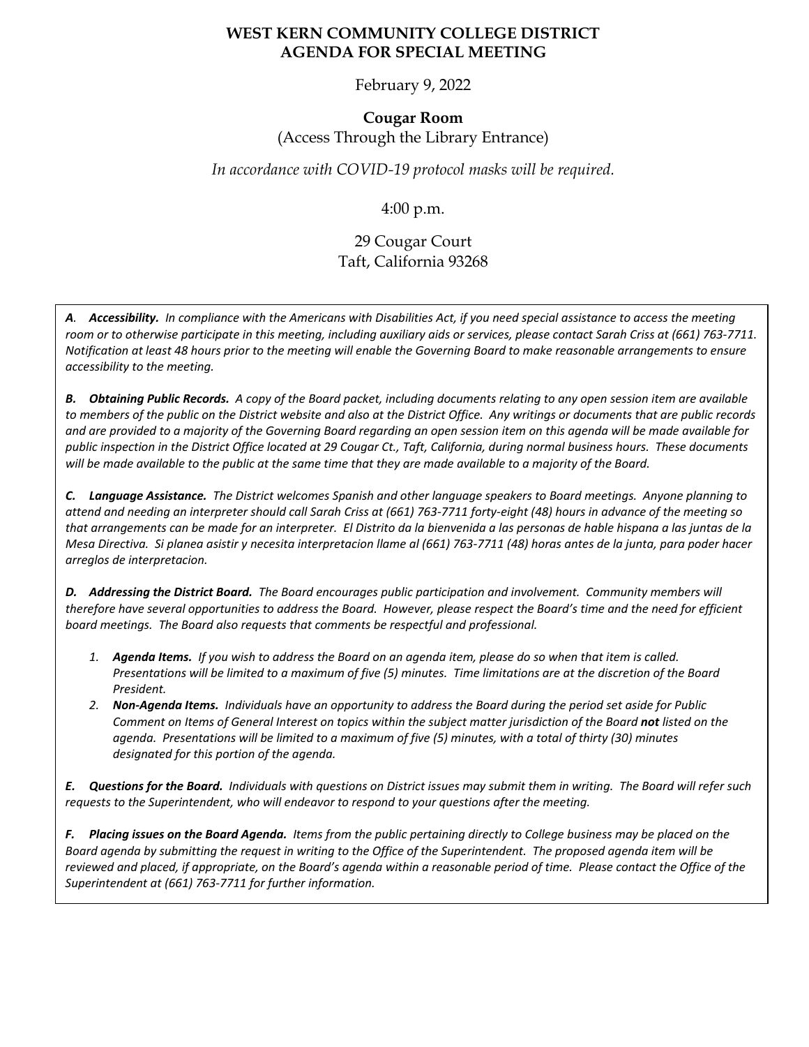# WEST KERN COMMUNITY COLLEGE DISTRICT
# AGENDA FOR SPECIAL MEETING

February 9, 2022

**Cougar Room**
(Access Through the Library Entrance)

*In accordance with COVID-19 protocol masks will be required.*

4:00 p.m.

29 Cougar Court
Taft, California 93268

***A. Accessibility.*** *In compliance with the Americans with Disabilities Act, if you need special assistance to access the meeting room or to otherwise participate in this meeting, including auxiliary aids or services, please contact Sarah Criss at (661) 763-7711. Notification at least 48 hours prior to the meeting will enable the Governing Board to make reasonable arrangements to ensure accessibility to the meeting.*

***B. Obtaining Public Records.*** *A copy of the Board packet, including documents relating to any open session item are available to members of the public on the District website and also at the District Office. Any writings or documents that are public records and are provided to a majority of the Governing Board regarding an open session item on this agenda will be made available for public inspection in the District Office located at 29 Cougar Ct., Taft, California, during normal business hours. These documents will be made available to the public at the same time that they are made available to a majority of the Board.*

***C. Language Assistance.*** *The District welcomes Spanish and other language speakers to Board meetings. Anyone planning to attend and needing an interpreter should call Sarah Criss at (661) 763-7711 forty-eight (48) hours in advance of the meeting so that arrangements can be made for an interpreter. El Distrito da la bienvenida a las personas de hable hispana a las juntas de la Mesa Directiva. Si planea asistir y necesita interpretacion llame al (661) 763-7711 (48) horas antes de la junta, para poder hacer arreglos de interpretacion.*

***D. Addressing the District Board.*** *The Board encourages public participation and involvement. Community members will therefore have several opportunities to address the Board. However, please respect the Board's time and the need for efficient board meetings. The Board also requests that comments be respectful and professional.*

1. ***Agenda Items.*** *If you wish to address the Board on an agenda item, please do so when that item is called. Presentations will be limited to a maximum of five (5) minutes. Time limitations are at the discretion of the Board President.*
2. ***Non-Agenda Items.*** *Individuals have an opportunity to address the Board during the period set aside for Public Comment on Items of General Interest on topics within the subject matter jurisdiction of the Board **not** listed on the agenda. Presentations will be limited to a maximum of five (5) minutes, with a total of thirty (30) minutes designated for this portion of the agenda.*

***E. Questions for the Board.*** *Individuals with questions on District issues may submit them in writing. The Board will refer such requests to the Superintendent, who will endeavor to respond to your questions after the meeting.*

***F. Placing issues on the Board Agenda.*** *Items from the public pertaining directly to College business may be placed on the Board agenda by submitting the request in writing to the Office of the Superintendent. The proposed agenda item will be reviewed and placed, if appropriate, on the Board's agenda within a reasonable period of time. Please contact the Office of the Superintendent at (661) 763-7711 for further information.*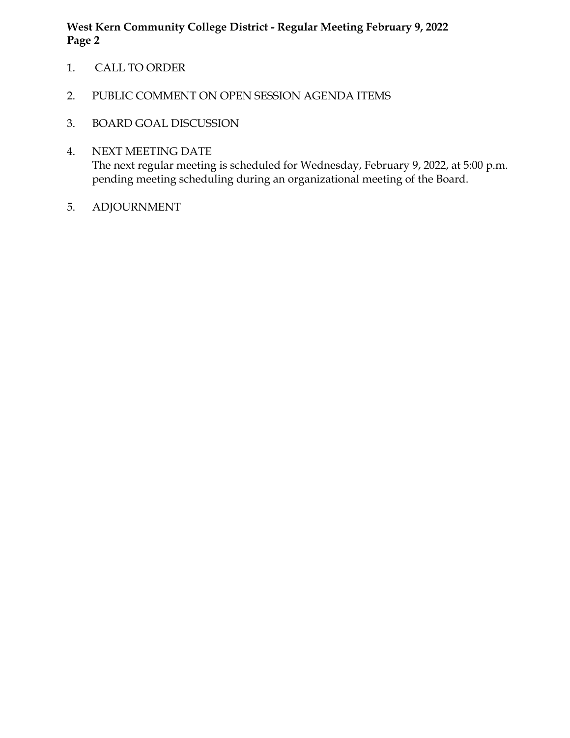1. CALL TO ORDER

2. PUBLIC COMMENT ON OPEN SESSION AGENDA ITEMS

3. BOARD GOAL DISCUSSION

4. NEXT MEETING DATE
   The next regular meeting is scheduled for Wednesday, February 9, 2022, at 5:00 p.m. pending meeting scheduling during an organizational meeting of the Board.

5. ADJOURNMENT